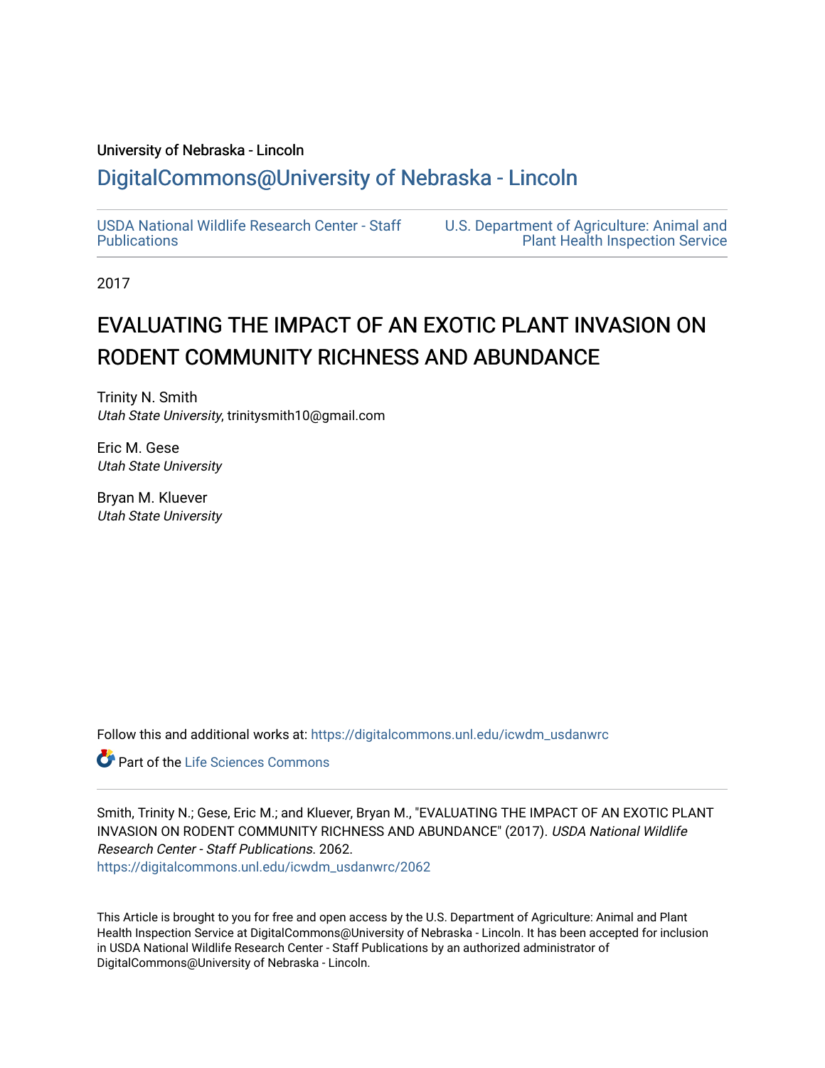University of Nebraska - Lincoln

## DigitalCommons@University of Nebraska - Lincoln

USDA National Wildlife Research Center - Staff Publications

U.S. Department of Agriculture: Animal and Plant Health Inspection Service

2017

# EVALUATING THE IMPACT OF AN EXOTIC PLANT INVASION ON RODENT COMMUNITY RICHNESS AND ABUNDANCE

Trinity N. Smith
*Utah State University*, trinitysmith10@gmail.com

Eric M. Gese
*Utah State University*

Bryan M. Kluever
*Utah State University*

Follow this and additional works at: https://digitalcommons.unl.edu/icwdm_usdanwrc

Part of the Life Sciences Commons

Smith, Trinity N.; Gese, Eric M.; and Kluever, Bryan M., "EVALUATING THE IMPACT OF AN EXOTIC PLANT INVASION ON RODENT COMMUNITY RICHNESS AND ABUNDANCE" (2017). *USDA National Wildlife Research Center - Staff Publications*. 2062.
https://digitalcommons.unl.edu/icwdm_usdanwrc/2062

This Article is brought to you for free and open access by the U.S. Department of Agriculture: Animal and Plant Health Inspection Service at DigitalCommons@University of Nebraska - Lincoln. It has been accepted for inclusion in USDA National Wildlife Research Center - Staff Publications by an authorized administrator of DigitalCommons@University of Nebraska - Lincoln.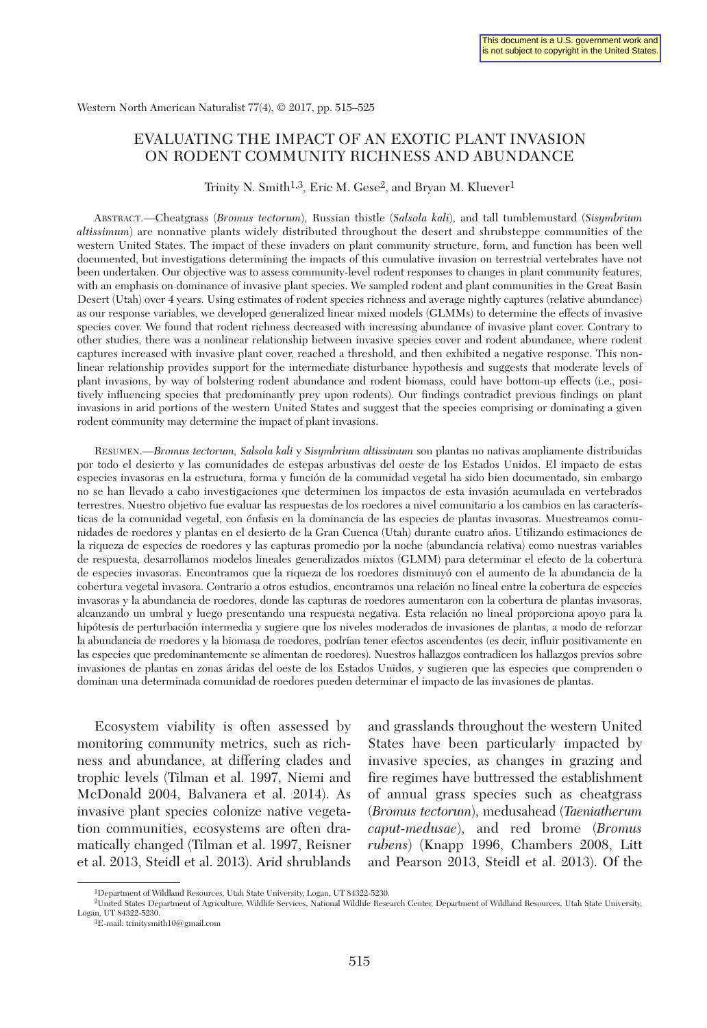This document is a U.S. government work and is not subject to copyright in the United States.

# EVALUATING THE IMPACT OF AN EXOTIC PLANT INVASION ON RODENT COMMUNITY RICHNESS AND ABUNDANCE

Trinity N. Smith[1,3], Eric M. Gese[2], and Bryan M. Kluever[1]

ABSTRACT.—Cheatgrass (*Bromus tectorum*), Russian thistle (*Salsola kali*), and tall tumblemustard (*Sisymbrium altissimum*) are nonnative plants widely distributed throughout the desert and shrubsteppe communities of the western United States. The impact of these invaders on plant community structure, form, and function has been well documented, but investigations determining the impacts of this cumulative invasion on terrestrial vertebrates have not been undertaken. Our objective was to assess community-level rodent responses to changes in plant community features, with an emphasis on dominance of invasive plant species. We sampled rodent and plant communities in the Great Basin Desert (Utah) over 4 years. Using estimates of rodent species richness and average nightly captures (relative abundance) as our response variables, we developed generalized linear mixed models (GLMMs) to determine the effects of invasive species cover. We found that rodent richness decreased with increasing abundance of invasive plant cover. Contrary to other studies, there was a nonlinear relationship between invasive species cover and rodent abundance, where rodent captures increased with invasive plant cover, reached a threshold, and then exhibited a negative response. This nonlinear relationship provides support for the intermediate disturbance hypothesis and suggests that moderate levels of plant invasions, by way of bolstering rodent abundance and rodent biomass, could have bottom-up effects (i.e., positively influencing species that predominantly prey upon rodents). Our findings contradict previous findings on plant invasions in arid portions of the western United States and suggest that the species comprising or dominating a given rodent community may determine the impact of plant invasions.

RESUMEN.—*Bromus tectorum*, *Salsola kali* y *Sisymbrium altissimum* son plantas no nativas ampliamente distribuidas por todo el desierto y las comunidades de estepas arbustivas del oeste de los Estados Unidos. El impacto de estas especies invasoras en la estructura, forma y función de la comunidad vegetal ha sido bien documentado, sin embargo no se han llevado a cabo investigaciones que determinen los impactos de esta invasión acumulada en vertebrados terrestres. Nuestro objetivo fue evaluar las respuestas de los roedores a nivel comunitario a los cambios en las características de la comunidad vegetal, con énfasis en la dominancia de las especies de plantas invasoras. Muestreamos comunidades de roedores y plantas en el desierto de la Gran Cuenca (Utah) durante cuatro años. Utilizando estimaciones de la riqueza de especies de roedores y las capturas promedio por la noche (abundancia relativa) como nuestras variables de respuesta, desarrollamos modelos lineales generalizados mixtos (GLMM) para determinar el efecto de la cobertura de especies invasoras. Encontramos que la riqueza de los roedores disminuyó con el aumento de la abundancia de la cobertura vegetal invasora. Contrario a otros estudios, encontramos una relación no lineal entre la cobertura de especies invasoras y la abundancia de roedores, donde las capturas de roedores aumentaron con la cobertura de plantas invasoras, alcanzando un umbral y luego presentando una respuesta negativa. Esta relación no lineal proporciona apoyo para la hipótesis de perturbación intermedia y sugiere que los niveles moderados de invasiones de plantas, a modo de reforzar la abundancia de roedores y la biomasa de roedores, podrían tener efectos ascendentes (es decir, influir positivamente en las especies que predominantemente se alimentan de roedores). Nuestros hallazgos contradicen los hallazgos previos sobre invasiones de plantas en zonas áridas del oeste de los Estados Unidos, y sugieren que las especies que comprenden o dominan una determinada comunidad de roedores pueden determinar el impacto de las invasiones de plantas.

Ecosystem viability is often assessed by monitoring community metrics, such as richness and abundance, at differing clades and trophic levels (Tilman et al. 1997, Niemi and McDonald 2004, Balvanera et al. 2014). As invasive plant species colonize native vegetation communities, ecosystems are often dramatically changed (Tilman et al. 1997, Reisner et al. 2013, Steidl et al. 2013). Arid shrublands and grasslands throughout the western United States have been particularly impacted by invasive species, as changes in grazing and fire regimes have buttressed the establishment of annual grass species such as cheatgrass (*Bromus tectorum*), medusahead (*Taeniatherum caput-medusae*), and red brome (*Bromus rubens*) (Knapp 1996, Chambers 2008, Litt and Pearson 2013, Steidl et al. 2013). Of the

[1]Department of Wildland Resources, Utah State University, Logan, UT 84322-5230.
[2]United States Department of Agriculture, Wildlife Services, National Wildlife Research Center, Department of Wildland Resources, Utah State University, Logan, UT 84322-5230.
[3]E-mail: trinitysmith10@gmail.com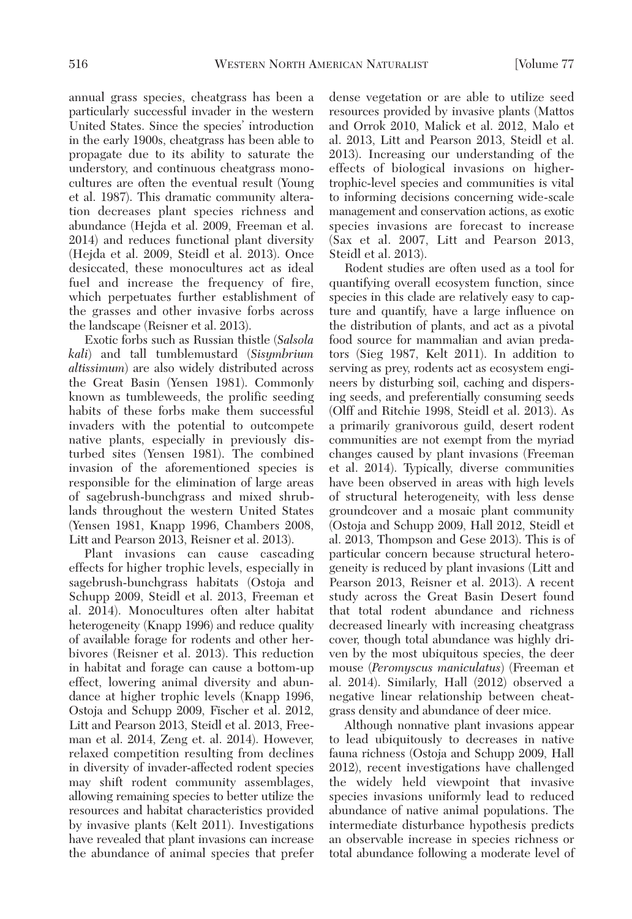annual grass species, cheatgrass has been a particularly successful invader in the western United States. Since the species' introduction in the early 1900s, cheatgrass has been able to propagate due to its ability to saturate the understory, and continuous cheatgrass monocultures are often the eventual result (Young et al. 1987). This dramatic community alteration decreases plant species richness and abundance (Hejda et al. 2009, Freeman et al. 2014) and reduces functional plant diversity (Hejda et al. 2009, Steidl et al. 2013). Once desiccated, these monocultures act as ideal fuel and increase the frequency of fire, which perpetuates further establishment of the grasses and other invasive forbs across the landscape (Reisner et al. 2013).

Exotic forbs such as Russian thistle (*Salsola kali*) and tall tumblemustard (*Sisymbrium altissimum*) are also widely distributed across the Great Basin (Yensen 1981). Commonly known as tumbleweeds, the prolific seeding habits of these forbs make them successful invaders with the potential to outcompete native plants, especially in previously disturbed sites (Yensen 1981). The combined invasion of the aforementioned species is responsible for the elimination of large areas of sagebrush-bunchgrass and mixed shrublands throughout the western United States (Yensen 1981, Knapp 1996, Chambers 2008, Litt and Pearson 2013, Reisner et al. 2013).

Plant invasions can cause cascading effects for higher trophic levels, especially in sagebrush-bunchgrass habitats (Ostoja and Schupp 2009, Steidl et al. 2013, Freeman et al. 2014). Monocultures often alter habitat heterogeneity (Knapp 1996) and reduce quality of available forage for rodents and other herbivores (Reisner et al. 2013). This reduction in habitat and forage can cause a bottom-up effect, lowering animal diversity and abundance at higher trophic levels (Knapp 1996, Ostoja and Schupp 2009, Fischer et al. 2012, Litt and Pearson 2013, Steidl et al. 2013, Freeman et al. 2014, Zeng et. al. 2014). However, relaxed competition resulting from declines in diversity of invader-affected rodent species may shift rodent community assemblages, allowing remaining species to better utilize the resources and habitat characteristics provided by invasive plants (Kelt 2011). Investigations have revealed that plant invasions can increase the abundance of animal species that prefer dense vegetation or are able to utilize seed resources provided by invasive plants (Mattos and Orrok 2010, Malick et al. 2012, Malo et al. 2013, Litt and Pearson 2013, Steidl et al. 2013). Increasing our understanding of the effects of biological invasions on higher-trophic-level species and communities is vital to informing decisions concerning wide-scale management and conservation actions, as exotic species invasions are forecast to increase (Sax et al. 2007, Litt and Pearson 2013, Steidl et al. 2013).

Rodent studies are often used as a tool for quantifying overall ecosystem function, since species in this clade are relatively easy to capture and quantify, have a large influence on the distribution of plants, and act as a pivotal food source for mammalian and avian predators (Sieg 1987, Kelt 2011). In addition to serving as prey, rodents act as ecosystem engineers by disturbing soil, caching and dispersing seeds, and preferentially consuming seeds (Olff and Ritchie 1998, Steidl et al. 2013). As a primarily granivorous guild, desert rodent communities are not exempt from the myriad changes caused by plant invasions (Freeman et al. 2014). Typically, diverse communities have been observed in areas with high levels of structural heterogeneity, with less dense groundcover and a mosaic plant community (Ostoja and Schupp 2009, Hall 2012, Steidl et al. 2013, Thompson and Gese 2013). This is of particular concern because structural heterogeneity is reduced by plant invasions (Litt and Pearson 2013, Reisner et al. 2013). A recent study across the Great Basin Desert found that total rodent abundance and richness decreased linearly with increasing cheatgrass cover, though total abundance was highly driven by the most ubiquitous species, the deer mouse (*Peromyscus maniculatus*) (Freeman et al. 2014). Similarly, Hall (2012) observed a negative linear relationship between cheatgrass density and abundance of deer mice.

Although nonnative plant invasions appear to lead ubiquitously to decreases in native fauna richness (Ostoja and Schupp 2009, Hall 2012), recent investigations have challenged the widely held viewpoint that invasive species invasions uniformly lead to reduced abundance of native animal populations. The intermediate disturbance hypothesis predicts an observable increase in species richness or total abundance following a moderate level of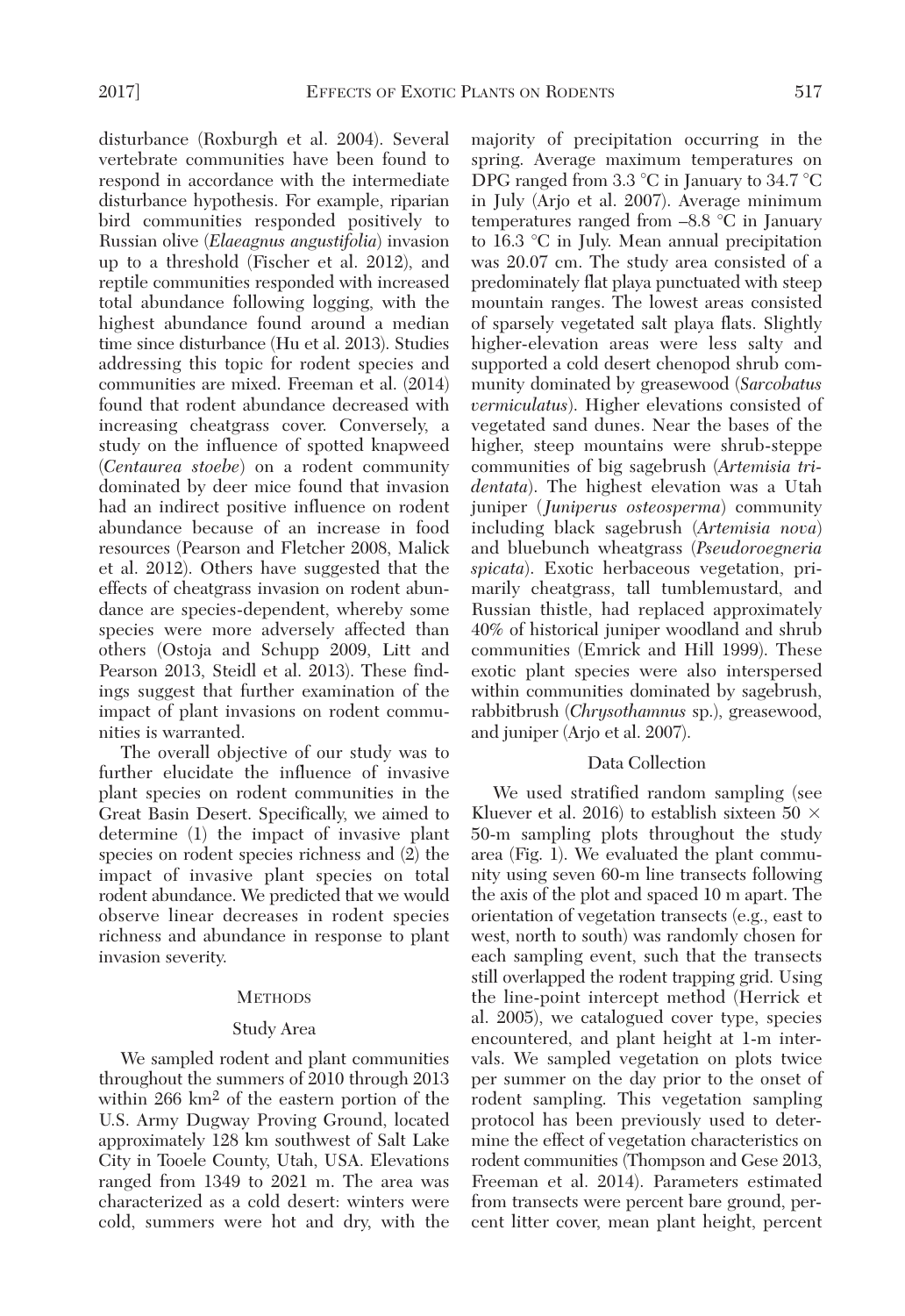disturbance (Roxburgh et al. 2004). Several vertebrate communities have been found to respond in accordance with the intermediate disturbance hypothesis. For example, riparian bird communities responded positively to Russian olive (*Elaeagnus angustifolia*) invasion up to a threshold (Fischer et al. 2012), and reptile communities responded with increased total abundance following logging, with the highest abundance found around a median time since disturbance (Hu et al. 2013). Studies addressing this topic for rodent species and communities are mixed. Freeman et al. (2014) found that rodent abundance decreased with increasing cheatgrass cover. Conversely, a study on the influence of spotted knapweed (*Centaurea stoebe*) on a rodent community dominated by deer mice found that invasion had an indirect positive influence on rodent abundance because of an increase in food resources (Pearson and Fletcher 2008, Malick et al. 2012). Others have suggested that the effects of cheatgrass invasion on rodent abundance are species-dependent, whereby some species were more adversely affected than others (Ostoja and Schupp 2009, Litt and Pearson 2013, Steidl et al. 2013). These findings suggest that further examination of the impact of plant invasions on rodent communities is warranted.

The overall objective of our study was to further elucidate the influence of invasive plant species on rodent communities in the Great Basin Desert. Specifically, we aimed to determine (1) the impact of invasive plant species on rodent species richness and (2) the impact of invasive plant species on total rodent abundance. We predicted that we would observe linear decreases in rodent species richness and abundance in response to plant invasion severity.

## Methods

### Study Area

We sampled rodent and plant communities throughout the summers of 2010 through 2013 within 266 km$^2$ of the eastern portion of the U.S. Army Dugway Proving Ground, located approximately 128 km southwest of Salt Lake City in Tooele County, Utah, USA. Elevations ranged from 1349 to 2021 m. The area was characterized as a cold desert: winters were cold, summers were hot and dry, with the majority of precipitation occurring in the spring. Average maximum temperatures on DPG ranged from 3.3 °C in January to 34.7 °C in July (Arjo et al. 2007). Average minimum temperatures ranged from –8.8 °C in January to 16.3 °C in July. Mean annual precipitation was 20.07 cm. The study area consisted of a predominately flat playa punctuated with steep mountain ranges. The lowest areas consisted of sparsely vegetated salt playa flats. Slightly higher-elevation areas were less salty and supported a cold desert chenopod shrub community dominated by greasewood (*Sarcobatus vermiculatus*). Higher elevations consisted of vegetated sand dunes. Near the bases of the higher, steep mountains were shrub-steppe communities of big sagebrush (*Artemisia tridentata*). The highest elevation was a Utah juniper (*Juniperus osteosperma*) community including black sagebrush (*Artemisia nova*) and bluebunch wheatgrass (*Pseudoroegneria spicata*). Exotic herbaceous vegetation, primarily cheatgrass, tall tumblemustard, and Russian thistle, had replaced approximately 40% of historical juniper woodland and shrub communities (Emrick and Hill 1999). These exotic plant species were also interspersed within communities dominated by sagebrush, rabbitbrush (*Chrysothamnus* sp.), greasewood, and juniper (Arjo et al. 2007).

### Data Collection

We used stratified random sampling (see Kluever et al. 2016) to establish sixteen 50 × 50-m sampling plots throughout the study area (Fig. 1). We evaluated the plant community using seven 60-m line transects following the axis of the plot and spaced 10 m apart. The orientation of vegetation transects (e.g., east to west, north to south) was randomly chosen for each sampling event, such that the transects still overlapped the rodent trapping grid. Using the line-point intercept method (Herrick et al. 2005), we catalogued cover type, species encountered, and plant height at 1-m intervals. We sampled vegetation on plots twice per summer on the day prior to the onset of rodent sampling. This vegetation sampling protocol has been previously used to determine the effect of vegetation characteristics on rodent communities (Thompson and Gese 2013, Freeman et al. 2014). Parameters estimated from transects were percent bare ground, percent litter cover, mean plant height, percent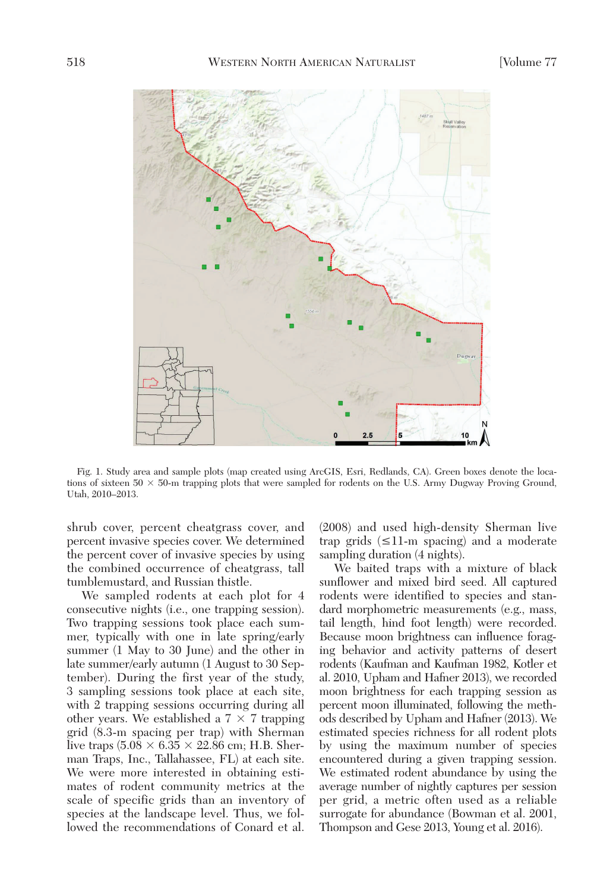Fig. 1. Study area and sample plots (map created using ArcGIS, Esri, Redlands, CA). Green boxes denote the locations of sixteen 50 × 50-m trapping plots that were sampled for rodents on the U.S. Army Dugway Proving Ground, Utah, 2010–2013.

shrub cover, percent cheatgrass cover, and percent invasive species cover. We determined the percent cover of invasive species by using the combined occurrence of cheatgrass, tall tumblemustard, and Russian thistle.

We sampled rodents at each plot for 4 consecutive nights (i.e., one trapping session). Two trapping sessions took place each summer, typically with one in late spring/early summer (1 May to 30 June) and the other in late summer/early autumn (1 August to 30 September). During the first year of the study, 3 sampling sessions took place at each site, with 2 trapping sessions occurring during all other years. We established a 7 × 7 trapping grid (8.3-m spacing per trap) with Sherman live traps (5.08 × 6.35 × 22.86 cm; H.B. Sherman Traps, Inc., Tallahassee, FL) at each site. We were more interested in obtaining estimates of rodent community metrics at the scale of specific grids than an inventory of species at the landscape level. Thus, we followed the recommendations of Conard et al. (2008) and used high-density Sherman live trap grids (≤11-m spacing) and a moderate sampling duration (4 nights).

We baited traps with a mixture of black sunflower and mixed bird seed. All captured rodents were identified to species and standard morphometric measurements (e.g., mass, tail length, hind foot length) were recorded. Because moon brightness can influence foraging behavior and activity patterns of desert rodents (Kaufman and Kaufman 1982, Kotler et al. 2010, Upham and Hafner 2013), we recorded moon brightness for each trapping session as percent moon illuminated, following the methods described by Upham and Hafner (2013). We estimated species richness for all rodent plots by using the maximum number of species encountered during a given trapping session. We estimated rodent abundance by using the average number of nightly captures per session per grid, a metric often used as a reliable surrogate for abundance (Bowman et al. 2001, Thompson and Gese 2013, Young et al. 2016).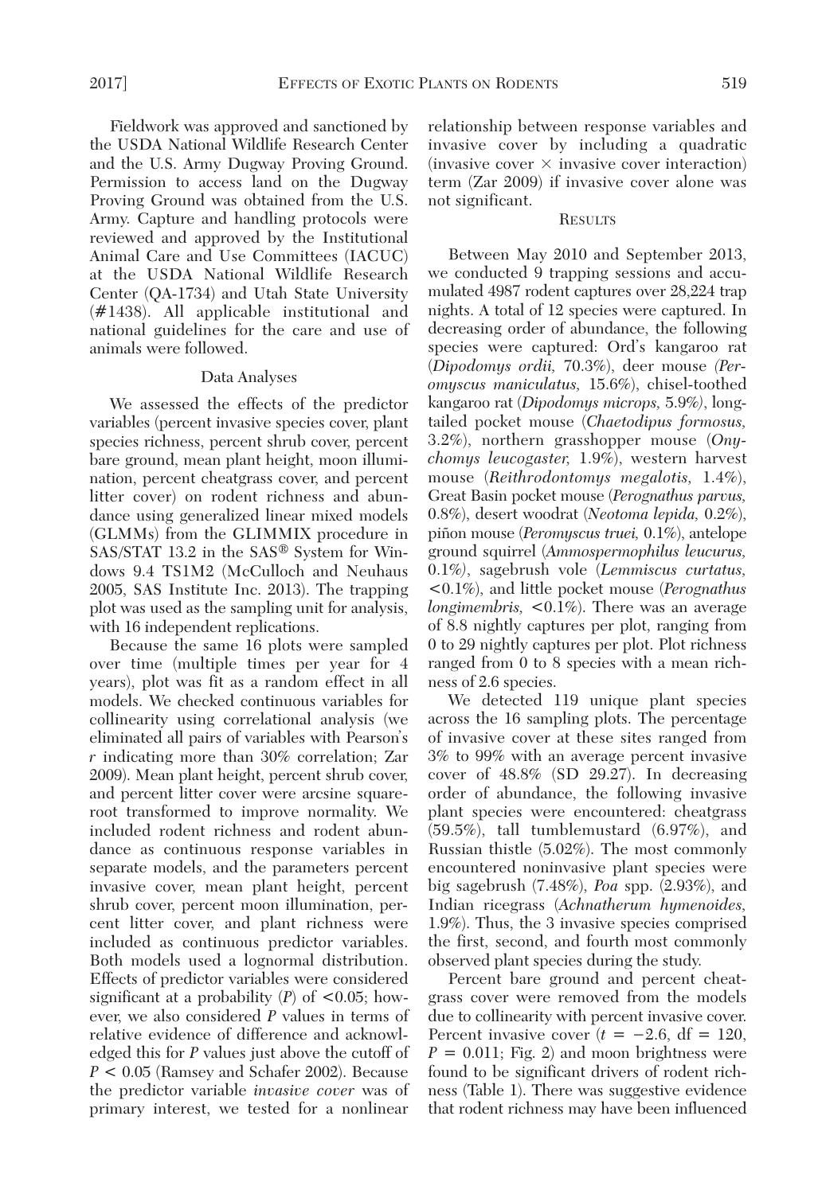Fieldwork was approved and sanctioned by the USDA National Wildlife Research Center and the U.S. Army Dugway Proving Ground. Permission to access land on the Dugway Proving Ground was obtained from the U.S. Army. Capture and handling protocols were reviewed and approved by the Institutional Animal Care and Use Committees (IACUC) at the USDA National Wildlife Research Center (QA-1734) and Utah State University (#1438). All applicable institutional and national guidelines for the care and use of animals were followed.

### Data Analyses

We assessed the effects of the predictor variables (percent invasive species cover, plant species richness, percent shrub cover, percent bare ground, mean plant height, moon illumination, percent cheatgrass cover, and percent litter cover) on rodent richness and abundance using generalized linear mixed models (GLMMs) from the GLIMMIX procedure in SAS/STAT 13.2 in the SAS® System for Windows 9.4 TS1M2 (McCulloch and Neuhaus 2005, SAS Institute Inc. 2013). The trapping plot was used as the sampling unit for analysis, with 16 independent replications.

Because the same 16 plots were sampled over time (multiple times per year for 4 years), plot was fit as a random effect in all models. We checked continuous variables for collinearity using correlational analysis (we eliminated all pairs of variables with Pearson's $r$ indicating more than 30% correlation; Zar 2009). Mean plant height, percent shrub cover, and percent litter cover were arcsine square-root transformed to improve normality. We included rodent richness and rodent abundance as continuous response variables in separate models, and the parameters percent invasive cover, mean plant height, percent shrub cover, percent moon illumination, percent litter cover, and plant richness were included as continuous predictor variables. Both models used a lognormal distribution. Effects of predictor variables were considered significant at a probability ($P$) of $<0.05$; however, we also considered $P$ values in terms of relative evidence of difference and acknowledged this for $P$ values just above the cutoff of $P < 0.05$ (Ramsey and Schafer 2002). Because the predictor variable *invasive cover* was of primary interest, we tested for a nonlinear relationship between response variables and invasive cover by including a quadratic (invasive cover $\times$ invasive cover interaction) term (Zar 2009) if invasive cover alone was not significant.

## Results

Between May 2010 and September 2013, we conducted 9 trapping sessions and accumulated 4987 rodent captures over 28,224 trap nights. A total of 12 species were captured. In decreasing order of abundance, the following species were captured: Ord's kangaroo rat (*Dipodomys ordii,* 70.3%), deer mouse (*Peromyscus maniculatus,* 15.6%), chisel-toothed kangaroo rat (*Dipodomys microps,* 5.9%), long-tailed pocket mouse (*Chaetodipus formosus,* 3.2%), northern grasshopper mouse (*Onychomys leucogaster,* 1.9%), western harvest mouse (*Reithrodontomys megalotis,* 1.4%), Great Basin pocket mouse (*Perognathus parvus,* 0.8%), desert woodrat (*Neotoma lepida,* 0.2%), piñon mouse (*Peromyscus truei,* 0.1%), antelope ground squirrel (*Ammospermophilus leucurus,* 0.1%), sagebrush vole (*Lemmiscus curtatus,* <0.1%), and little pocket mouse (*Perognathus longimembris,* <0.1%). There was an average of 8.8 nightly captures per plot, ranging from 0 to 29 nightly captures per plot. Plot richness ranged from 0 to 8 species with a mean richness of 2.6 species.

We detected 119 unique plant species across the 16 sampling plots. The percentage of invasive cover at these sites ranged from 3% to 99% with an average percent invasive cover of 48.8% (SD 29.27). In decreasing order of abundance, the following invasive plant species were encountered: cheatgrass (59.5%), tall tumblemustard (6.97%), and Russian thistle (5.02%). The most commonly encountered noninvasive plant species were big sagebrush (7.48%), *Poa* spp. (2.93%), and Indian ricegrass (*Achnatherum hymenoides,* 1.9%). Thus, the 3 invasive species comprised the first, second, and fourth most commonly observed plant species during the study.

Percent bare ground and percent cheatgrass cover were removed from the models due to collinearity with percent invasive cover. Percent invasive cover ($t = -2.6$, df = 120, $P = 0.011$; Fig. 2) and moon brightness were found to be significant drivers of rodent richness (Table 1). There was suggestive evidence that rodent richness may have been influenced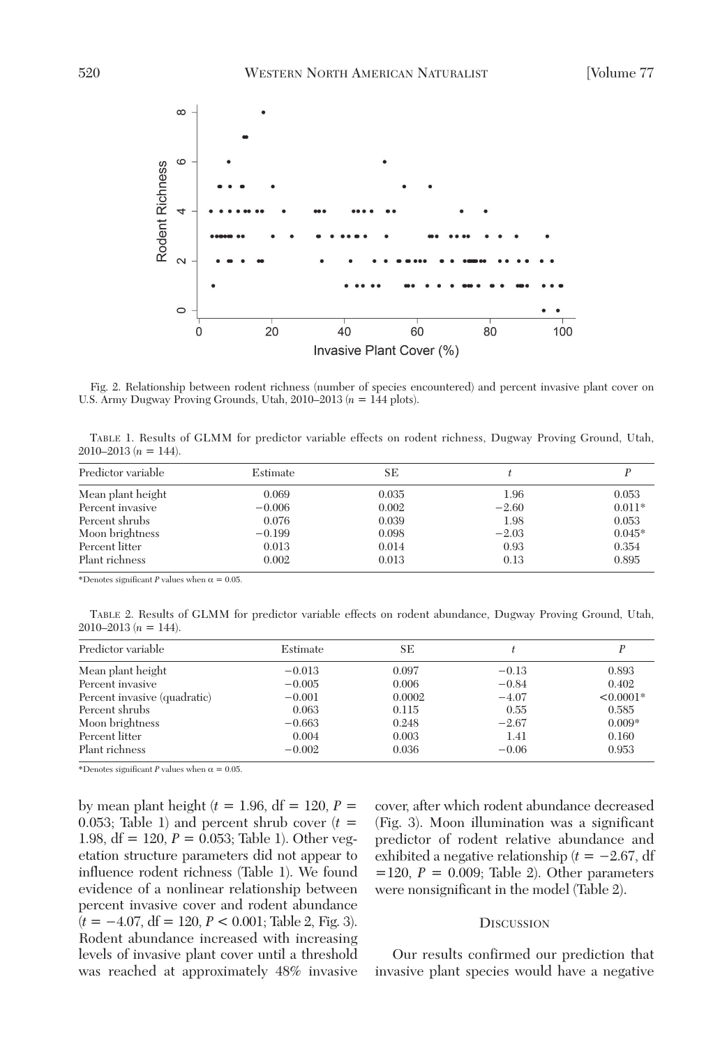Fig. 2. Relationship between rodent richness (number of species encountered) and percent invasive plant cover on U.S. Army Dugway Proving Grounds, Utah, 2010–2013 ($n$ = 144 plots).

TABLE 1. Results of GLMM for predictor variable effects on rodent richness, Dugway Proving Ground, Utah, 2010–2013 ($n$ = 144).

| Predictor variable | Estimate | SE | $t$ | $P$ |
|---|---|---|---|---|
| Mean plant height | 0.069 | 0.035 | 1.96 | 0.053 |
| Percent invasive | −0.006 | 0.002 | −2.60 | 0.011* |
| Percent shrubs | 0.076 | 0.039 | 1.98 | 0.053 |
| Moon brightness | −0.199 | 0.098 | −2.03 | 0.045* |
| Percent litter | 0.013 | 0.014 | 0.93 | 0.354 |
| Plant richness | 0.002 | 0.013 | 0.13 | 0.895 |

*Denotes significant $P$ values when $\alpha$ = 0.05.

TABLE 2. Results of GLMM for predictor variable effects on rodent abundance, Dugway Proving Ground, Utah, 2010–2013 ($n$ = 144).

| Predictor variable | Estimate | SE | $t$ | $P$ |
|---|---|---|---|---|
| Mean plant height | −0.013 | 0.097 | −0.13 | 0.893 |
| Percent invasive | −0.005 | 0.006 | −0.84 | 0.402 |
| Percent invasive (quadratic) | −0.001 | 0.0002 | −4.07 | <0.0001* |
| Percent shrubs | 0.063 | 0.115 | 0.55 | 0.585 |
| Moon brightness | −0.663 | 0.248 | −2.67 | 0.009* |
| Percent litter | 0.004 | 0.003 | 1.41 | 0.160 |
| Plant richness | −0.002 | 0.036 | −0.06 | 0.953 |

*Denotes significant $P$ values when $\alpha$ = 0.05.

by mean plant height ($t$ = 1.96, df = 120, $P$ = 0.053; Table 1) and percent shrub cover ($t$ = 1.98, df = 120, $P$ = 0.053; Table 1). Other vegetation structure parameters did not appear to influence rodent richness (Table 1). We found evidence of a nonlinear relationship between percent invasive cover and rodent abundance ($t$ = −4.07, df = 120, $P$ < 0.001; Table 2, Fig. 3). Rodent abundance increased with increasing levels of invasive plant cover until a threshold was reached at approximately 48% invasive cover, after which rodent abundance decreased (Fig. 3). Moon illumination was a significant predictor of rodent relative abundance and exhibited a negative relationship ($t$ = −2.67, df =120, $P$ = 0.009; Table 2). Other parameters were nonsignificant in the model (Table 2).

## DISCUSSION

Our results confirmed our prediction that invasive plant species would have a negative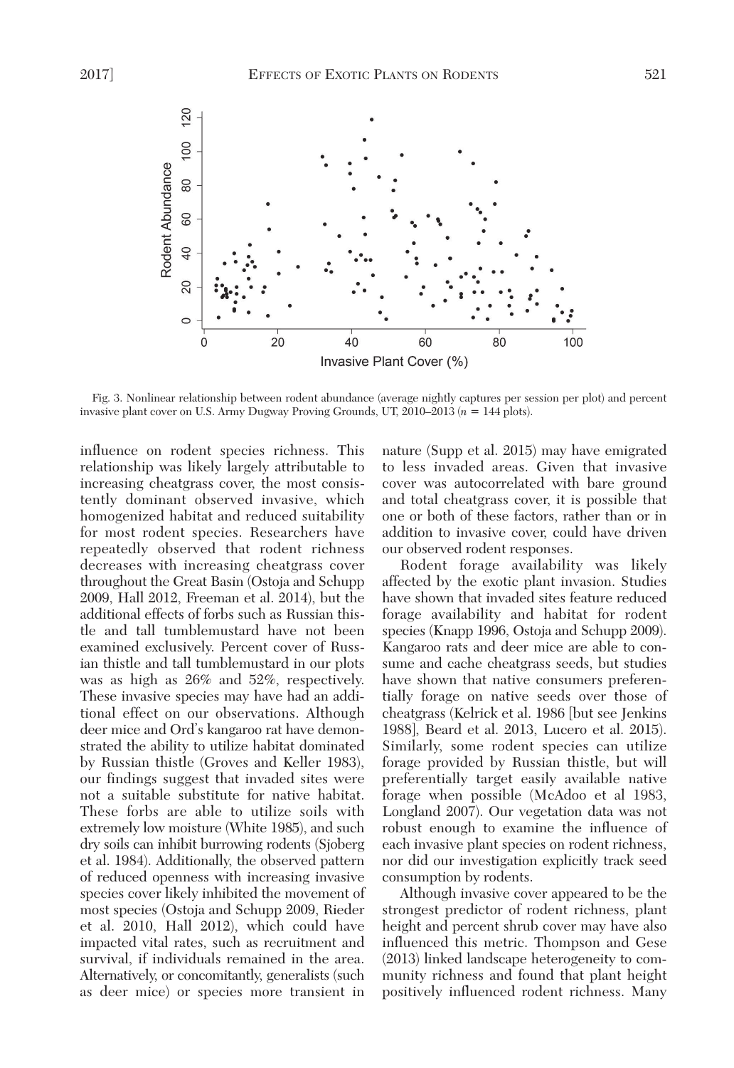Fig. 3. Nonlinear relationship between rodent abundance (average nightly captures per session per plot) and percent invasive plant cover on U.S. Army Dugway Proving Grounds, UT, 2010–2013 ($n$ = 144 plots).

influence on rodent species richness. This relationship was likely largely attributable to increasing cheatgrass cover, the most consistently dominant observed invasive, which homogenized habitat and reduced suitability for most rodent species. Researchers have repeatedly observed that rodent richness decreases with increasing cheatgrass cover throughout the Great Basin (Ostoja and Schupp 2009, Hall 2012, Freeman et al. 2014), but the additional effects of forbs such as Russian thistle and tall tumblemustard have not been examined exclusively. Percent cover of Russian thistle and tall tumblemustard in our plots was as high as 26% and 52%, respectively. These invasive species may have had an additional effect on our observations. Although deer mice and Ord's kangaroo rat have demonstrated the ability to utilize habitat dominated by Russian thistle (Groves and Keller 1983), our findings suggest that invaded sites were not a suitable substitute for native habitat. These forbs are able to utilize soils with extremely low moisture (White 1985), and such dry soils can inhibit burrowing rodents (Sjoberg et al. 1984). Additionally, the observed pattern of reduced openness with increasing invasive species cover likely inhibited the movement of most species (Ostoja and Schupp 2009, Rieder et al. 2010, Hall 2012), which could have impacted vital rates, such as recruitment and survival, if individuals remained in the area. Alternatively, or concomitantly, generalists (such as deer mice) or species more transient in nature (Supp et al. 2015) may have emigrated to less invaded areas. Given that invasive cover was autocorrelated with bare ground and total cheatgrass cover, it is possible that one or both of these factors, rather than or in addition to invasive cover, could have driven our observed rodent responses.

Rodent forage availability was likely affected by the exotic plant invasion. Studies have shown that invaded sites feature reduced forage availability and habitat for rodent species (Knapp 1996, Ostoja and Schupp 2009). Kangaroo rats and deer mice are able to consume and cache cheatgrass seeds, but studies have shown that native consumers preferentially forage on native seeds over those of cheatgrass (Kelrick et al. 1986 [but see Jenkins 1988], Beard et al. 2013, Lucero et al. 2015). Similarly, some rodent species can utilize forage provided by Russian thistle, but will preferentially target easily available native forage when possible (McAdoo et al 1983, Longland 2007). Our vegetation data was not robust enough to examine the influence of each invasive plant species on rodent richness, nor did our investigation explicitly track seed consumption by rodents.

Although invasive cover appeared to be the strongest predictor of rodent richness, plant height and percent shrub cover may have also influenced this metric. Thompson and Gese (2013) linked landscape heterogeneity to community richness and found that plant height positively influenced rodent richness. Many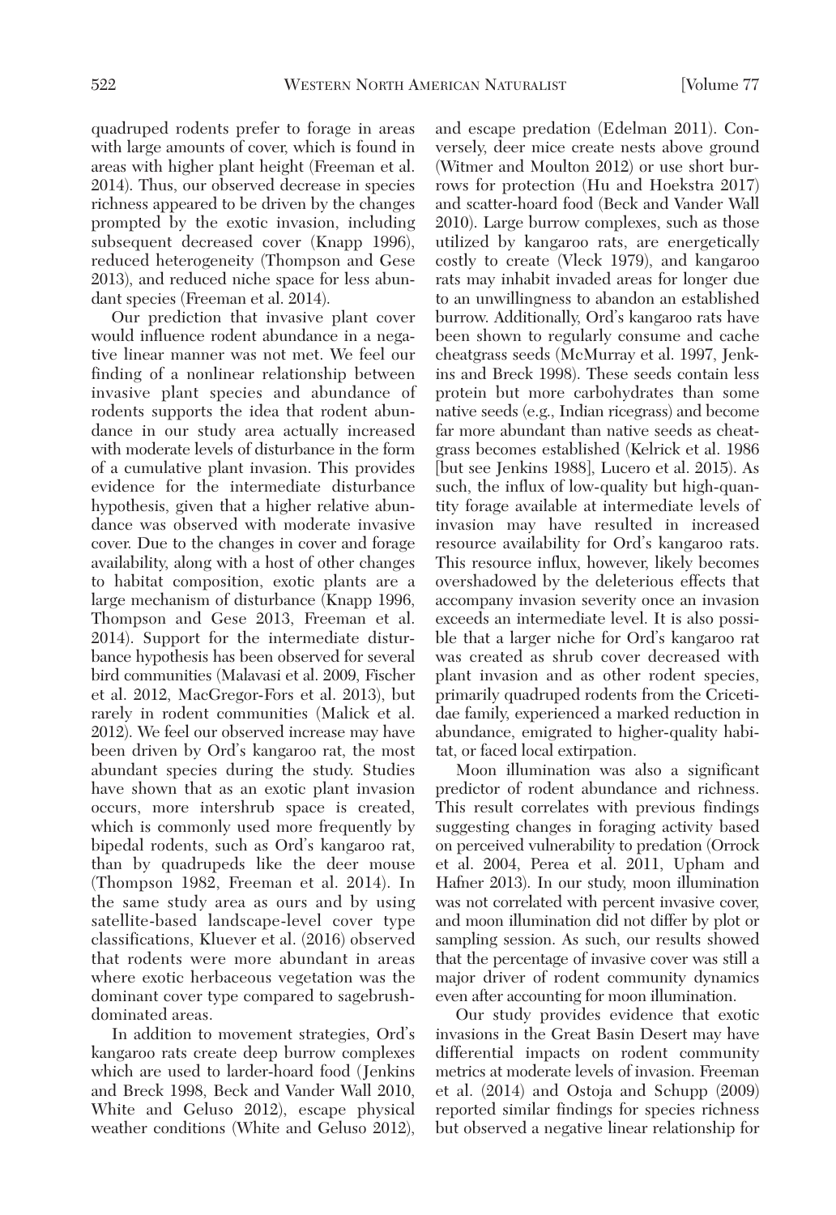quadruped rodents prefer to forage in areas with large amounts of cover, which is found in areas with higher plant height (Freeman et al. 2014). Thus, our observed decrease in species richness appeared to be driven by the changes prompted by the exotic invasion, including subsequent decreased cover (Knapp 1996), reduced heterogeneity (Thompson and Gese 2013), and reduced niche space for less abundant species (Freeman et al. 2014).

Our prediction that invasive plant cover would influence rodent abundance in a negative linear manner was not met. We feel our finding of a nonlinear relationship between invasive plant species and abundance of rodents supports the idea that rodent abundance in our study area actually increased with moderate levels of disturbance in the form of a cumulative plant invasion. This provides evidence for the intermediate disturbance hypothesis, given that a higher relative abundance was observed with moderate invasive cover. Due to the changes in cover and forage availability, along with a host of other changes to habitat composition, exotic plants are a large mechanism of disturbance (Knapp 1996, Thompson and Gese 2013, Freeman et al. 2014). Support for the intermediate disturbance hypothesis has been observed for several bird communities (Malavasi et al. 2009, Fischer et al. 2012, MacGregor-Fors et al. 2013), but rarely in rodent communities (Malick et al. 2012). We feel our observed increase may have been driven by Ord's kangaroo rat, the most abundant species during the study. Studies have shown that as an exotic plant invasion occurs, more intershrub space is created, which is commonly used more frequently by bipedal rodents, such as Ord's kangaroo rat, than by quadrupeds like the deer mouse (Thompson 1982, Freeman et al. 2014). In the same study area as ours and by using satellite-based landscape-level cover type classifications, Kluever et al. (2016) observed that rodents were more abundant in areas where exotic herbaceous vegetation was the dominant cover type compared to sagebrush-dominated areas.

In addition to movement strategies, Ord's kangaroo rats create deep burrow complexes which are used to larder-hoard food (Jenkins and Breck 1998, Beck and Vander Wall 2010, White and Geluso 2012), escape physical weather conditions (White and Geluso 2012), and escape predation (Edelman 2011). Conversely, deer mice create nests above ground (Witmer and Moulton 2012) or use short burrows for protection (Hu and Hoekstra 2017) and scatter-hoard food (Beck and Vander Wall 2010). Large burrow complexes, such as those utilized by kangaroo rats, are energetically costly to create (Vleck 1979), and kangaroo rats may inhabit invaded areas for longer due to an unwillingness to abandon an established burrow. Additionally, Ord's kangaroo rats have been shown to regularly consume and cache cheatgrass seeds (McMurray et al. 1997, Jenkins and Breck 1998). These seeds contain less protein but more carbohydrates than some native seeds (e.g., Indian ricegrass) and become far more abundant than native seeds as cheatgrass becomes established (Kelrick et al. 1986 [but see Jenkins 1988], Lucero et al. 2015). As such, the influx of low-quality but high-quantity forage available at intermediate levels of invasion may have resulted in increased resource availability for Ord's kangaroo rats. This resource influx, however, likely becomes overshadowed by the deleterious effects that accompany invasion severity once an invasion exceeds an intermediate level. It is also possible that a larger niche for Ord's kangaroo rat was created as shrub cover decreased with plant invasion and as other rodent species, primarily quadruped rodents from the Cricetidae family, experienced a marked reduction in abundance, emigrated to higher-quality habitat, or faced local extirpation.

Moon illumination was also a significant predictor of rodent abundance and richness. This result correlates with previous findings suggesting changes in foraging activity based on perceived vulnerability to predation (Orrock et al. 2004, Perea et al. 2011, Upham and Hafner 2013). In our study, moon illumination was not correlated with percent invasive cover, and moon illumination did not differ by plot or sampling session. As such, our results showed that the percentage of invasive cover was still a major driver of rodent community dynamics even after accounting for moon illumination.

Our study provides evidence that exotic invasions in the Great Basin Desert may have differential impacts on rodent community metrics at moderate levels of invasion. Freeman et al. (2014) and Ostoja and Schupp (2009) reported similar findings for species richness but observed a negative linear relationship for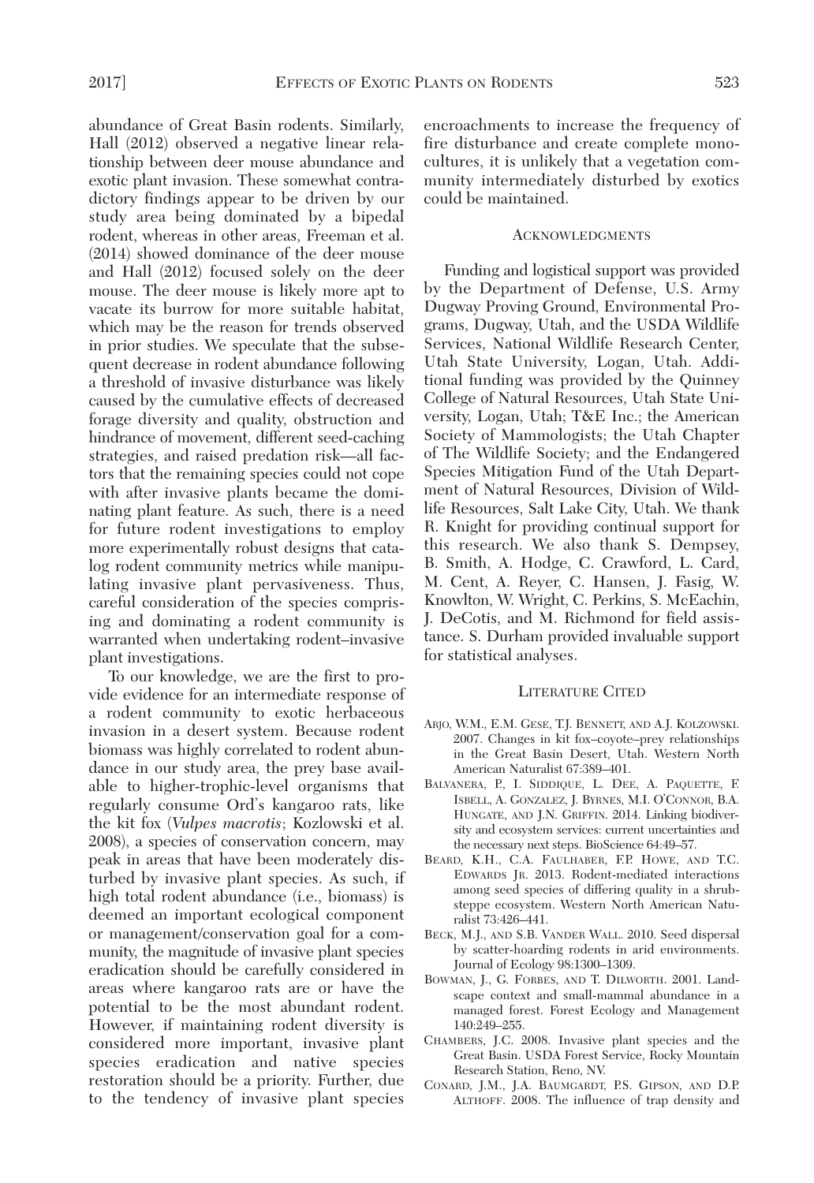abundance of Great Basin rodents. Similarly, Hall (2012) observed a negative linear relationship between deer mouse abundance and exotic plant invasion. These somewhat contradictory findings appear to be driven by our study area being dominated by a bipedal rodent, whereas in other areas, Freeman et al. (2014) showed dominance of the deer mouse and Hall (2012) focused solely on the deer mouse. The deer mouse is likely more apt to vacate its burrow for more suitable habitat, which may be the reason for trends observed in prior studies. We speculate that the subsequent decrease in rodent abundance following a threshold of invasive disturbance was likely caused by the cumulative effects of decreased forage diversity and quality, obstruction and hindrance of movement, different seed-caching strategies, and raised predation risk—all factors that the remaining species could not cope with after invasive plants became the dominating plant feature. As such, there is a need for future rodent investigations to employ more experimentally robust designs that catalog rodent community metrics while manipulating invasive plant pervasiveness. Thus, careful consideration of the species comprising and dominating a rodent community is warranted when undertaking rodent–invasive plant investigations.

To our knowledge, we are the first to provide evidence for an intermediate response of a rodent community to exotic herbaceous invasion in a desert system. Because rodent biomass was highly correlated to rodent abundance in our study area, the prey base available to higher-trophic-level organisms that regularly consume Ord's kangaroo rats, like the kit fox (*Vulpes macrotis*; Kozlowski et al. 2008), a species of conservation concern, may peak in areas that have been moderately disturbed by invasive plant species. As such, if high total rodent abundance (i.e., biomass) is deemed an important ecological component or management/conservation goal for a community, the magnitude of invasive plant species eradication should be carefully considered in areas where kangaroo rats are or have the potential to be the most abundant rodent. However, if maintaining rodent diversity is considered more important, invasive plant species eradication and native species restoration should be a priority. Further, due to the tendency of invasive plant species encroachments to increase the frequency of fire disturbance and create complete monocultures, it is unlikely that a vegetation community intermediately disturbed by exotics could be maintained.

## Acknowledgments

Funding and logistical support was provided by the Department of Defense, U.S. Army Dugway Proving Ground, Environmental Programs, Dugway, Utah, and the USDA Wildlife Services, National Wildlife Research Center, Utah State University, Logan, Utah. Additional funding was provided by the Quinney College of Natural Resources, Utah State University, Logan, Utah; T&E Inc.; the American Society of Mammologists; the Utah Chapter of The Wildlife Society; and the Endangered Species Mitigation Fund of the Utah Department of Natural Resources, Division of Wildlife Resources, Salt Lake City, Utah. We thank R. Knight for providing continual support for this research. We also thank S. Dempsey, B. Smith, A. Hodge, C. Crawford, L. Card, M. Cent, A. Reyer, C. Hansen, J. Fasig, W. Knowlton, W. Wright, C. Perkins, S. McEachin, J. DeCotis, and M. Richmond for field assistance. S. Durham provided invaluable support for statistical analyses.

## Literature Cited

Arjo, W.M., E.M. Gese, T.J. Bennett, and A.J. Kolzowski. 2007. Changes in kit fox–coyote–prey relationships in the Great Basin Desert, Utah. Western North American Naturalist 67:389–401.

Balvanera, P., I. Siddique, L. Dee, A. Paquette, F. Isbell, A. Gonzalez, J. Byrnes, M.I. O'Connor, B.A. Hungate, and J.N. Griffin. 2014. Linking biodiversity and ecosystem services: current uncertainties and the necessary next steps. BioScience 64:49–57.

Beard, K.H., C.A. Faulhaber, F.P. Howe, and T.C. Edwards Jr. 2013. Rodent-mediated interactions among seed species of differing quality in a shrubsteppe ecosystem. Western North American Naturalist 73:426–441.

Beck, M.J., and S.B. Vander Wall. 2010. Seed dispersal by scatter-hoarding rodents in arid environments. Journal of Ecology 98:1300–1309.

Bowman, J., G. Forbes, and T. Dilworth. 2001. Landscape context and small-mammal abundance in a managed forest. Forest Ecology and Management 140:249–255.

Chambers, J.C. 2008. Invasive plant species and the Great Basin. USDA Forest Service, Rocky Mountain Research Station, Reno, NV.

Conard, J.M., J.A. Baumgardt, P.S. Gipson, and D.P. Althoff. 2008. The influence of trap density and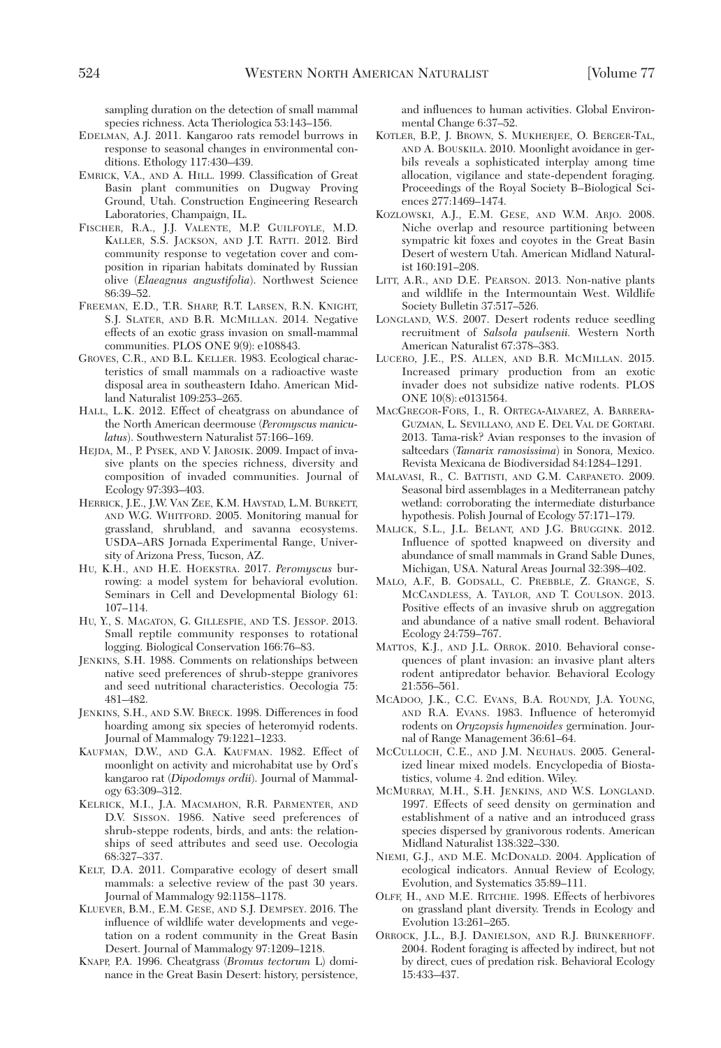sampling duration on the detection of small mammal species richness. Acta Theriologica 53:143–156.

Edelman, A.J. 2011. Kangaroo rats remodel burrows in response to seasonal changes in environmental conditions. Ethology 117:430–439.

Emrick, V.A., and A. Hill. 1999. Classification of Great Basin plant communities on Dugway Proving Ground, Utah. Construction Engineering Research Laboratories, Champaign, IL.

Fischer, R.A., J.J. Valente, M.P. Guilfoyle, M.D. Kaller, S.S. Jackson, and J.T. Ratti. 2012. Bird community response to vegetation cover and composition in riparian habitats dominated by Russian olive (*Elaeagnus angustifolia*). Northwest Science 86:39–52.

Freeman, E.D., T.R. Sharp, R.T. Larsen, R.N. Knight, S.J. Slater, and B.R. McMillan. 2014. Negative effects of an exotic grass invasion on small-mammal communities. PLOS ONE 9(9): e108843.

Groves, C.R., and B.L. Keller. 1983. Ecological characteristics of small mammals on a radioactive waste disposal area in southeastern Idaho. American Midland Naturalist 109:253–265.

Hall, L.K. 2012. Effect of cheatgrass on abundance of the North American deermouse (*Peromyscus maniculatus*). Southwestern Naturalist 57:166–169.

Hejda, M., P. Pysek, and V. Jarosik. 2009. Impact of invasive plants on the species richness, diversity and composition of invaded communities. Journal of Ecology 97:393–403.

Herrick, J.E., J.W. Van Zee, K.M. Havstad, L.M. Burkett, and W.G. Whitford. 2005. Monitoring manual for grassland, shrubland, and savanna ecosystems. USDA–ARS Jornada Experimental Range, University of Arizona Press, Tucson, AZ.

Hu, K.H., and H.E. Hoekstra. 2017. *Peromyscus* burrowing: a model system for behavioral evolution. Seminars in Cell and Developmental Biology 61: 107–114.

Hu, Y., S. Magaton, G. Gillespie, and T.S. Jessop. 2013. Small reptile community responses to rotational logging. Biological Conservation 166:76–83.

Jenkins, S.H. 1988. Comments on relationships between native seed preferences of shrub-steppe granivores and seed nutritional characteristics. Oecologia 75: 481–482.

Jenkins, S.H., and S.W. Breck. 1998. Differences in food hoarding among six species of heteromyid rodents. Journal of Mammalogy 79:1221–1233.

Kaufman, D.W., and G.A. Kaufman. 1982. Effect of moonlight on activity and microhabitat use by Ord's kangaroo rat (*Dipodomys ordii*). Journal of Mammalogy 63:309–312.

Kelrick, M.I., J.A. MacMahon, R.R. Parmenter, and D.V. Sisson. 1986. Native seed preferences of shrub-steppe rodents, birds, and ants: the relationships of seed attributes and seed use. Oecologia 68:327–337.

Kelt, D.A. 2011. Comparative ecology of desert small mammals: a selective review of the past 30 years. Journal of Mammalogy 92:1158–1178.

Kluever, B.M., E.M. Gese, and S.J. Dempsey. 2016. The influence of wildlife water developments and vegetation on a rodent community in the Great Basin Desert. Journal of Mammalogy 97:1209–1218.

Knapp, P.A. 1996. Cheatgrass (*Bromus tectorum* L) dominance in the Great Basin Desert: history, persistence, and influences to human activities. Global Environmental Change 6:37–52.

Kotler, B.P., J. Brown, S. Mukherjee, O. Berger-Tal, and A. Bouskila. 2010. Moonlight avoidance in gerbils reveals a sophisticated interplay among time allocation, vigilance and state-dependent foraging. Proceedings of the Royal Society B–Biological Sciences 277:1469–1474.

Kozlowski, A.J., E.M. Gese, and W.M. Arjo. 2008. Niche overlap and resource partitioning between sympatric kit foxes and coyotes in the Great Basin Desert of western Utah. American Midland Naturalist 160:191–208.

Litt, A.R., and D.E. Pearson. 2013. Non-native plants and wildlife in the Intermountain West. Wildlife Society Bulletin 37:517–526.

Longland, W.S. 2007. Desert rodents reduce seedling recruitment of *Salsola paulsenii*. Western North American Naturalist 67:378–383.

Lucero, J.E., P.S. Allen, and B.R. McMillan. 2015. Increased primary production from an exotic invader does not subsidize native rodents. PLOS ONE 10(8): e0131564.

MacGregor-Fors, I., R. Ortega-Alvarez, A. Barrera-Guzman, L. Sevillano, and E. Del Val de Gortari. 2013. Tama-risk? Avian responses to the invasion of saltcedars (*Tamarix ramosissima*) in Sonora, Mexico. Revista Mexicana de Biodiversidad 84:1284–1291.

Malavasi, R., C. Battisti, and G.M. Carpaneto. 2009. Seasonal bird assemblages in a Mediterranean patchy wetland: corroborating the intermediate disturbance hypothesis. Polish Journal of Ecology 57:171–179.

Malick, S.L., J.L. Belant, and J.G. Bruggink. 2012. Influence of spotted knapweed on diversity and abundance of small mammals in Grand Sable Dunes, Michigan, USA. Natural Areas Journal 32:398–402.

Malo, A.F., B. Godsall, C. Prebble, Z. Grange, S. McCandless, A. Taylor, and T. Coulson. 2013. Positive effects of an invasive shrub on aggregation and abundance of a native small rodent. Behavioral Ecology 24:759–767.

Mattos, K.J., and J.L. Orrok. 2010. Behavioral consequences of plant invasion: an invasive plant alters rodent antipredator behavior. Behavioral Ecology 21:556–561.

McAdoo, J.K., C.C. Evans, B.A. Roundy, J.A. Young, and R.A. Evans. 1983. Influence of heteromyid rodents on *Oryzopsis hymenoides* germination. Journal of Range Management 36:61–64.

McCulloch, C.E., and J.M. Neuhaus. 2005. Generalized linear mixed models. Encyclopedia of Biostatistics, volume 4. 2nd edition. Wiley.

McMurray, M.H., S.H. Jenkins, and W.S. Longland. 1997. Effects of seed density on germination and establishment of a native and an introduced grass species dispersed by granivorous rodents. American Midland Naturalist 138:322–330.

Niemi, G.J., and M.E. McDonald. 2004. Application of ecological indicators. Annual Review of Ecology, Evolution, and Systematics 35:89–111.

Olff, H., and M.E. Ritchie. 1998. Effects of herbivores on grassland plant diversity. Trends in Ecology and Evolution 13:261–265.

Orrock, J.L., B.J. Danielson, and R.J. Brinkerhoff. 2004. Rodent foraging is affected by indirect, but not by direct, cues of predation risk. Behavioral Ecology 15:433–437.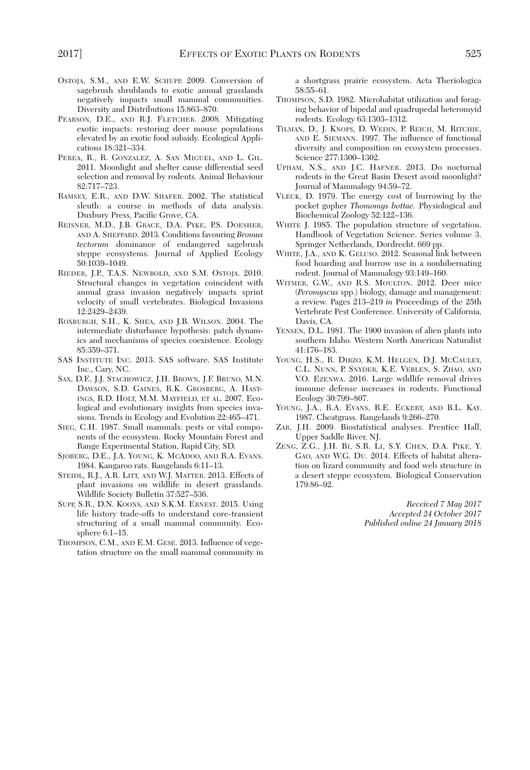Ostoja, S.M., and E.W. Schupp. 2009. Conversion of sagebrush shrublands to exotic annual grasslands negatively impacts small mammal communities. Diversity and Distributions 15:863–870.

Pearson, D.E., and R.J. Fletcher. 2008. Mitigating exotic impacts: restoring deer mouse populations elevated by an exotic food subsidy. Ecological Applications 18:321–334.

Perea, R., R. Gonzalez, A. San Miguel, and L. Gil. 2011. Moonlight and shelter cause differential seed selection and removal by rodents. Animal Behaviour 82:717–723.

Ramsey, E.R., and D.W. Shafer. 2002. The statistical sleuth: a course in methods of data analysis. Duxbury Press, Pacific Grove, CA.

Reisner, M.D., J.B. Grace, D.A. Pyke, P.S. Doesher, and A. Sheppard. 2013. Conditions favouring *Bromus tectorum* dominance of endangered sagebrush steppe ecosystems. Journal of Applied Ecology 50:1039–1049.

Rieder, J.P., T.A.S. Newbold, and S.M. Ostoja. 2010. Structural changes in vegetation coincident with annual grass invasion negatively impacts sprint velocity of small vertebrates. Biological Invasions 12:2429–2439.

Roxburgh, S.H., K. Shea, and J.B. Wilson. 2004. The intermediate disturbance hypothesis: patch dynamics and mechanisms of species coexistence. Ecology 85:359–371.

SAS Institute Inc. 2013. SAS software. SAS Institute Inc., Cary, NC.

Sax, D.F., J.J. Stachowicz, J.H. Brown, J.F. Bruno, M.N. Dawson, S.D. Gaines, R.K. Grosberg, A. Hastings, R.D. Holt, M.M. Mayfield, et al. 2007. Ecological and evolutionary insights from species invasions. Trends in Ecology and Evolution 22:465–471.

Sieg, C.H. 1987. Small mammals: pests or vital components of the ecosystem. Rocky Mountain Forest and Range Experimental Station, Rapid City, SD.

Sjoberg, D.E., J.A. Young, K. McAdoo, and R.A. Evans. 1984. Kangaroo rats. Rangelands 6:11–13.

Steidl, R.J., A.R. Litt, and W.J. Matter. 2013. Effects of plant invasions on wildlife in desert grasslands. Wildlife Society Bulletin 37:527–536.

Supp, S.R., D.N. Koons, and S.K.M. Ernest. 2015. Using life history trade-offs to understand core-transient structuring of a small mammal community. Ecosphere 6:1–15.

Thompson, C.M., and E.M. Gese. 2013. Influence of vegetation structure on the small mammal community in a shortgrass prairie ecosystem. Acta Theriologica 58:55–61.

Thompson, S.D. 1982. Microhabitat utilization and foraging behavior of bipedal and quadrupedal heteromyid rodents. Ecology 63:1303–1312.

Tilman, D., J. Knops, D. Wedin, P. Reich, M. Ritchie, and E. Siemann. 1997. The influence of functional diversity and composition on ecosystem processes. Science 277:1300–1302.

Upham, N.S., and J.C. Hafner. 2013. Do nocturnal rodents in the Great Basin Desert avoid moonlight? Journal of Mammalogy 94:59–72.

Vleck, D. 1979. The energy cost of burrowing by the pocket gopher *Thomomys bottae.* Physiological and Biochemical Zoology 52:122–136.

White J. 1985. The population structure of vegetation. Handbook of Vegetation Science. Series volume 3. Springer Netherlands, Dordrecht. 669 pp.

White, J.A., and K. Geluso. 2012. Seasonal link between food hoarding and burrow use in a nonhibernating rodent. Journal of Mammalogy 93:149–160.

Witmer, G.W., and R.S. Moulton. 2012. Deer mice (*Peromyscus* spp.) biology, damage and management: a review. Pages 213–219 *in* Proceedings of the 25th Vertebrate Pest Conference. University of California, Davis, CA.

Yensen, D.L. 1981. The 1900 invasion of alien plants into southern Idaho. Western North American Naturalist 41:176–183.

Young, H.S., R. Dirzo, K.M. Helgen, D.J. McCauley, C.L. Nunn, P. Snyder, K.E. Veblen, S. Zhao, and V.O. Ezenwa. 2016. Large wildlife removal drives immune defense increases in rodents. Functional Ecology 30:799–807.

Young, J.A., R.A. Evans, R.E. Eckert, and B.L. Kay. 1987. Cheatgrass. Rangelands 9:266–270.

Zar, J.H. 2009. Biostatistical analyses. Prentice Hall, Upper Saddle River, NJ.

Zeng, Z.G., J.H. Bi, S.R. Li, S.Y. Chen, D.A. Pike, Y. Gao, and W.G. Du. 2014. Effects of habitat alteration on lizard community and food web structure in a desert steppe ecosystem. Biological Conservation 179:86–92.

*Received 7 May 2017*
*Accepted 24 October 2017*
*Published online 24 January 2018*